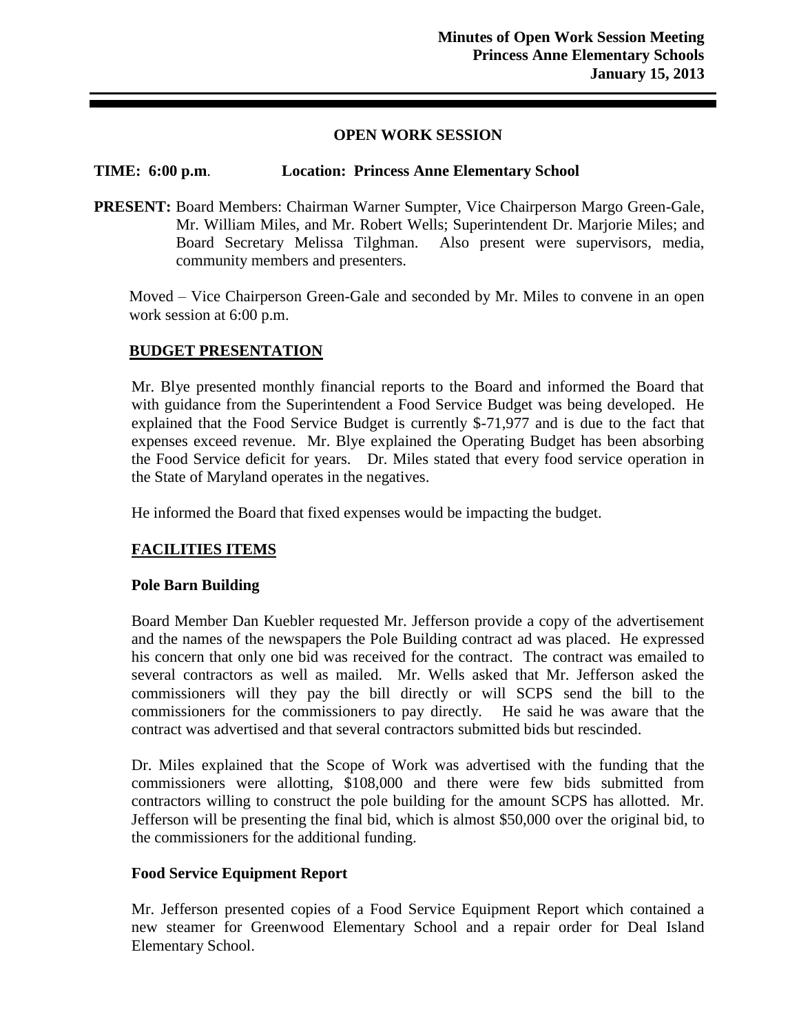**Minutes of Open Work Session Meeting**
**Princess Anne Elementary Schools**
**January 15, 2013**

## OPEN WORK SESSION

**TIME: 6:00 p.m**. **Location: Princess Anne Elementary School**

**PRESENT:** Board Members: Chairman Warner Sumpter, Vice Chairperson Margo Green-Gale, Mr. William Miles, and Mr. Robert Wells; Superintendent Dr. Marjorie Miles; and Board Secretary Melissa Tilghman. Also present were supervisors, media, community members and presenters.

Moved – Vice Chairperson Green-Gale and seconded by Mr. Miles to convene in an open work session at 6:00 p.m.

### BUDGET PRESENTATION

Mr. Blye presented monthly financial reports to the Board and informed the Board that with guidance from the Superintendent a Food Service Budget was being developed. He explained that the Food Service Budget is currently $-71,977 and is due to the fact that expenses exceed revenue. Mr. Blye explained the Operating Budget has been absorbing the Food Service deficit for years. Dr. Miles stated that every food service operation in the State of Maryland operates in the negatives.

He informed the Board that fixed expenses would be impacting the budget.

### FACILITIES ITEMS

**Pole Barn Building**

Board Member Dan Kuebler requested Mr. Jefferson provide a copy of the advertisement and the names of the newspapers the Pole Building contract ad was placed. He expressed his concern that only one bid was received for the contract. The contract was emailed to several contractors as well as mailed. Mr. Wells asked that Mr. Jefferson asked the commissioners will they pay the bill directly or will SCPS send the bill to the commissioners for the commissioners to pay directly. He said he was aware that the contract was advertised and that several contractors submitted bids but rescinded.

Dr. Miles explained that the Scope of Work was advertised with the funding that the commissioners were allotting, $108,000 and there were few bids submitted from contractors willing to construct the pole building for the amount SCPS has allotted. Mr. Jefferson will be presenting the final bid, which is almost $50,000 over the original bid, to the commissioners for the additional funding.

**Food Service Equipment Report**

Mr. Jefferson presented copies of a Food Service Equipment Report which contained a new steamer for Greenwood Elementary School and a repair order for Deal Island Elementary School.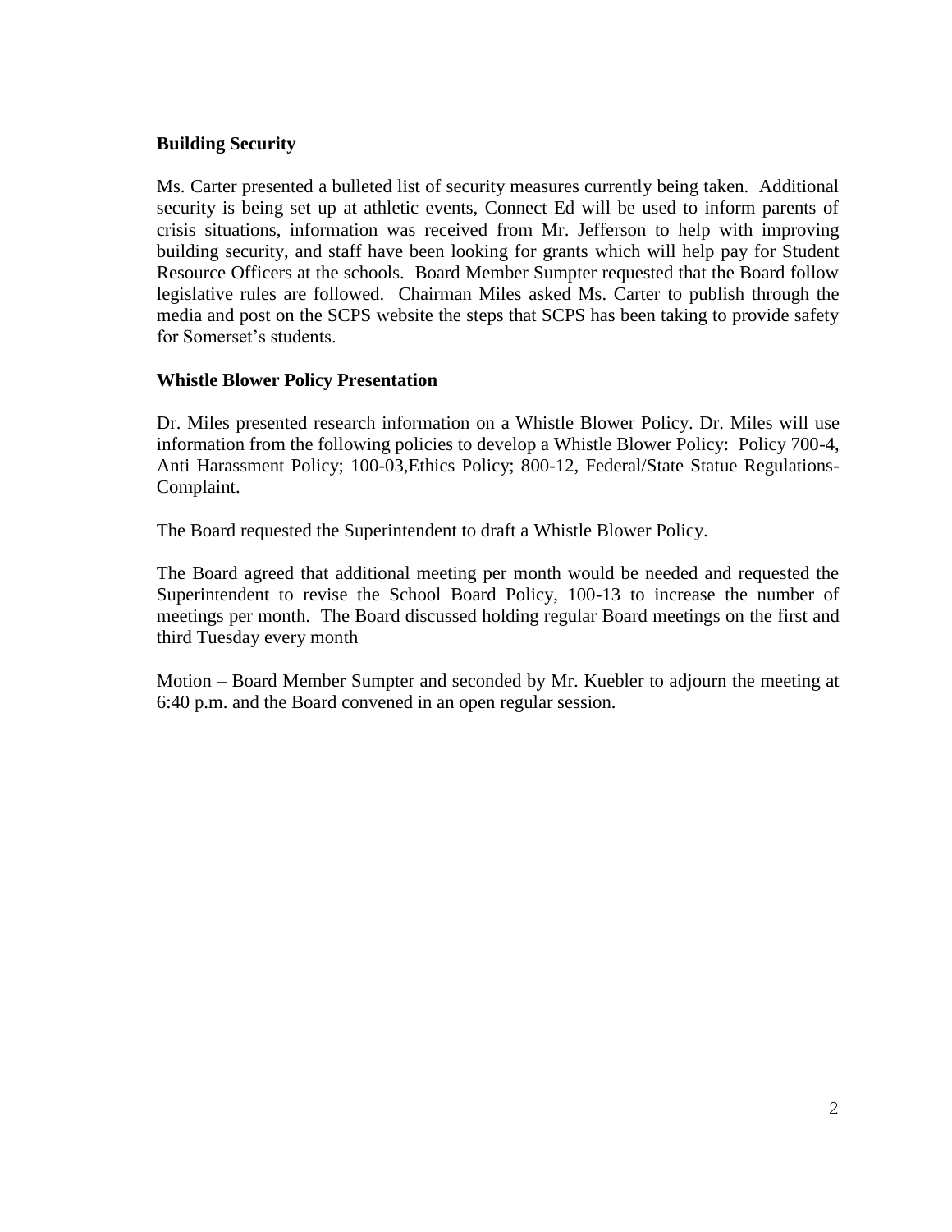**Building Security**

Ms. Carter presented a bulleted list of security measures currently being taken. Additional security is being set up at athletic events, Connect Ed will be used to inform parents of crisis situations, information was received from Mr. Jefferson to help with improving building security, and staff have been looking for grants which will help pay for Student Resource Officers at the schools. Board Member Sumpter requested that the Board follow legislative rules are followed. Chairman Miles asked Ms. Carter to publish through the media and post on the SCPS website the steps that SCPS has been taking to provide safety for Somerset's students.

**Whistle Blower Policy Presentation**

Dr. Miles presented research information on a Whistle Blower Policy. Dr. Miles will use information from the following policies to develop a Whistle Blower Policy: Policy 700-4, Anti Harassment Policy; 100-03,Ethics Policy; 800-12, Federal/State Statue Regulations-Complaint.

The Board requested the Superintendent to draft a Whistle Blower Policy.

The Board agreed that additional meeting per month would be needed and requested the Superintendent to revise the School Board Policy, 100-13 to increase the number of meetings per month. The Board discussed holding regular Board meetings on the first and third Tuesday every month

Motion – Board Member Sumpter and seconded by Mr. Kuebler to adjourn the meeting at 6:40 p.m. and the Board convened in an open regular session.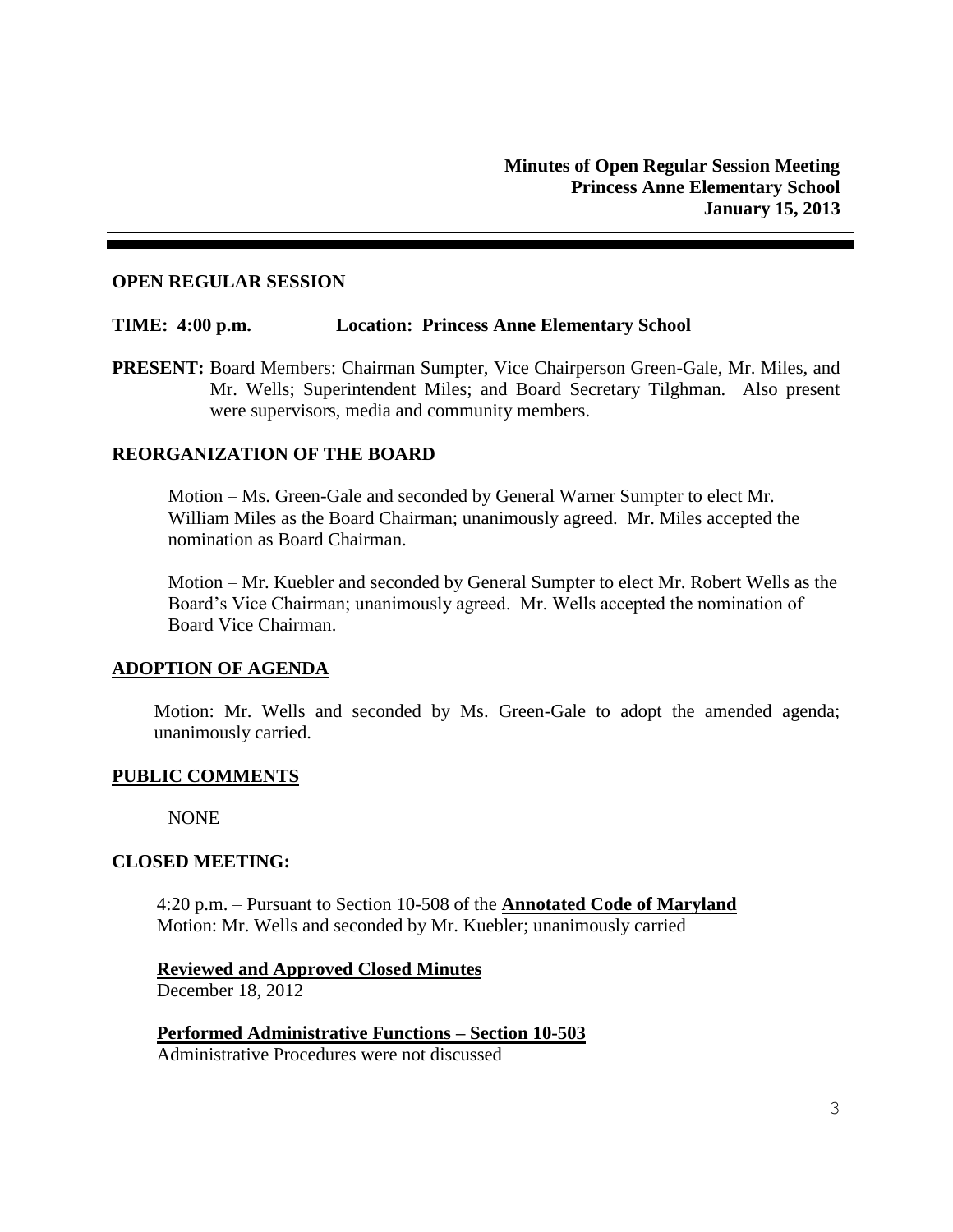**Minutes of Open Regular Session Meeting**
**Princess Anne Elementary School**
**January 15, 2013**

---

**OPEN REGULAR SESSION**

**TIME: 4:00 p.m.  Location: Princess Anne Elementary School**

**PRESENT:** Board Members: Chairman Sumpter, Vice Chairperson Green-Gale, Mr. Miles, and Mr. Wells; Superintendent Miles; and Board Secretary Tilghman. Also present were supervisors, media and community members.

**REORGANIZATION OF THE BOARD**

Motion – Ms. Green-Gale and seconded by General Warner Sumpter to elect Mr. William Miles as the Board Chairman; unanimously agreed. Mr. Miles accepted the nomination as Board Chairman.

Motion – Mr. Kuebler and seconded by General Sumpter to elect Mr. Robert Wells as the Board's Vice Chairman; unanimously agreed. Mr. Wells accepted the nomination of Board Vice Chairman.

**ADOPTION OF AGENDA**

Motion: Mr. Wells and seconded by Ms. Green-Gale to adopt the amended agenda; unanimously carried.

**PUBLIC COMMENTS**

NONE

**CLOSED MEETING:**

4:20 p.m. – Pursuant to Section 10-508 of the **Annotated Code of Maryland**
Motion: Mr. Wells and seconded by Mr. Kuebler; unanimously carried

**Reviewed and Approved Closed Minutes**
December 18, 2012

**Performed Administrative Functions – Section 10-503**
Administrative Procedures were not discussed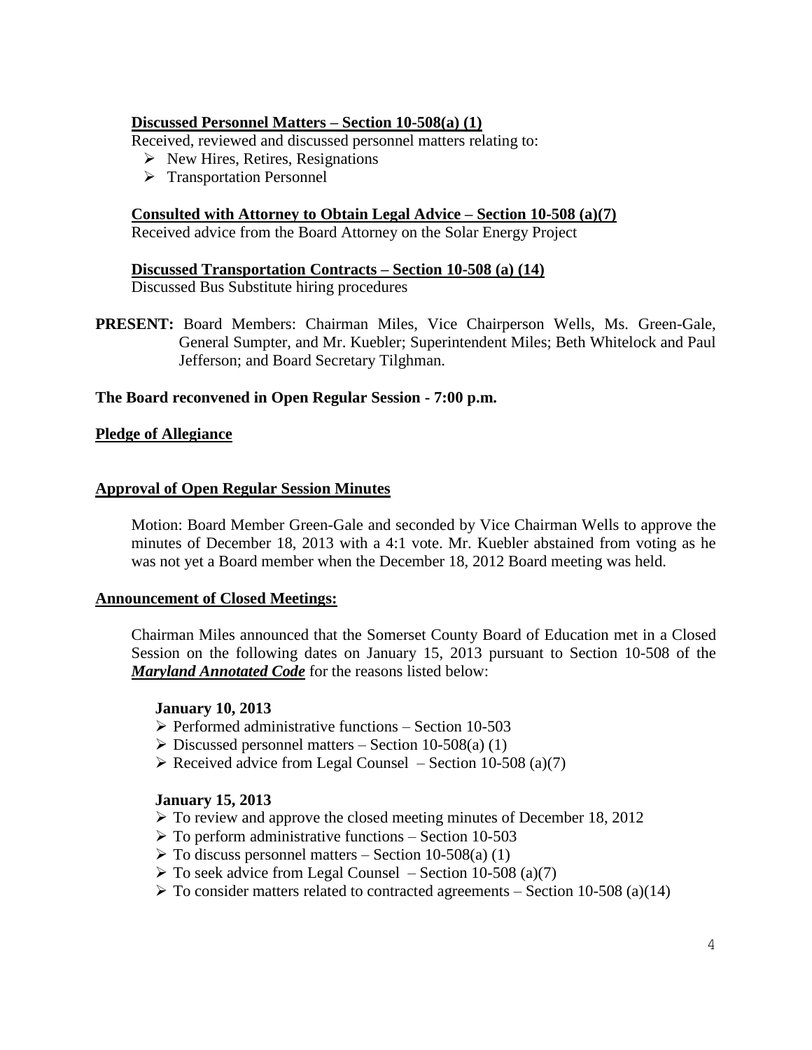**Discussed Personnel Matters – Section 10-508(a) (1)**

Received, reviewed and discussed personnel matters relating to:

- New Hires, Retires, Resignations
- Transportation Personnel

**Consulted with Attorney to Obtain Legal Advice – Section 10-508 (a)(7)**

Received advice from the Board Attorney on the Solar Energy Project

**Discussed Transportation Contracts – Section 10-508 (a) (14)**

Discussed Bus Substitute hiring procedures

**PRESENT:** Board Members: Chairman Miles, Vice Chairperson Wells, Ms. Green-Gale, General Sumpter, and Mr. Kuebler; Superintendent Miles; Beth Whitelock and Paul Jefferson; and Board Secretary Tilghman.

**The Board reconvened in Open Regular Session - 7:00 p.m.**

**Pledge of Allegiance**

**Approval of Open Regular Session Minutes**

Motion: Board Member Green-Gale and seconded by Vice Chairman Wells to approve the minutes of December 18, 2013 with a 4:1 vote. Mr. Kuebler abstained from voting as he was not yet a Board member when the December 18, 2012 Board meeting was held.

**Announcement of Closed Meetings:**

Chairman Miles announced that the Somerset County Board of Education met in a Closed Session on the following dates on January 15, 2013 pursuant to Section 10-508 of the ***Maryland Annotated Code*** for the reasons listed below:

**January 10, 2013**

- Performed administrative functions – Section 10-503
- Discussed personnel matters – Section 10-508(a) (1)
- Received advice from Legal Counsel – Section 10-508 (a)(7)

**January 15, 2013**

- To review and approve the closed meeting minutes of December 18, 2012
- To perform administrative functions – Section 10-503
- To discuss personnel matters – Section 10-508(a) (1)
- To seek advice from Legal Counsel – Section 10-508 (a)(7)
- To consider matters related to contracted agreements – Section 10-508 (a)(14)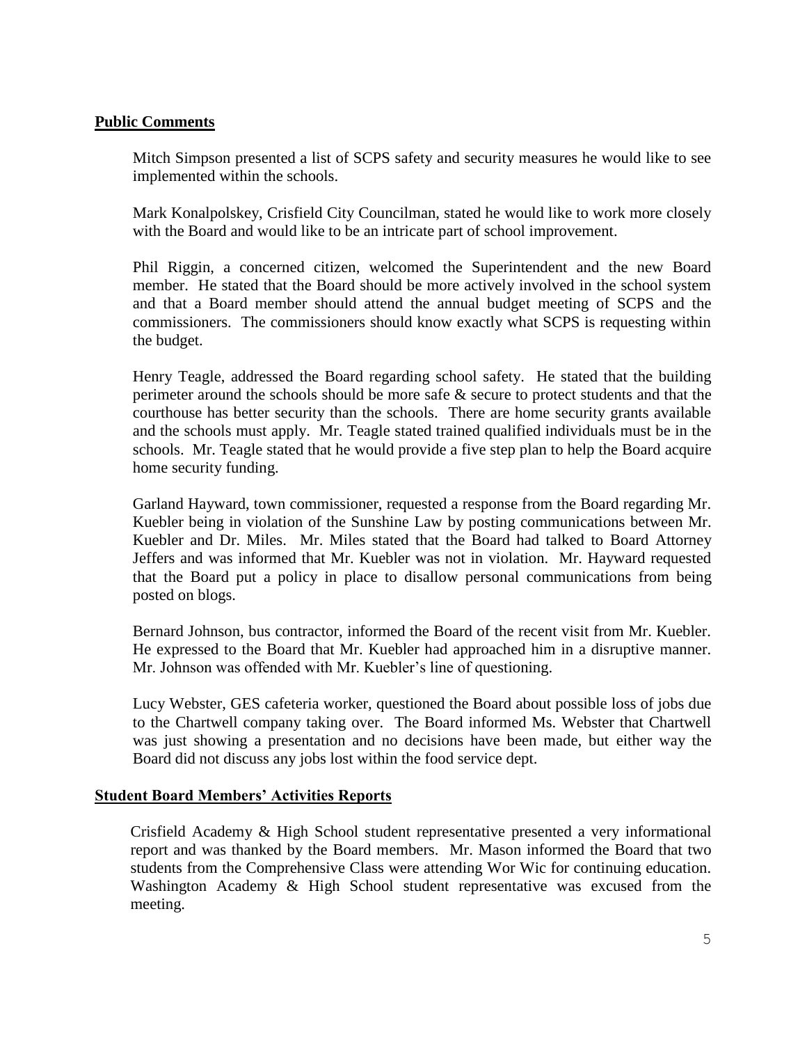## Public Comments

Mitch Simpson presented a list of SCPS safety and security measures he would like to see implemented within the schools.

Mark Konalpolskey, Crisfield City Councilman, stated he would like to work more closely with the Board and would like to be an intricate part of school improvement.

Phil Riggin, a concerned citizen, welcomed the Superintendent and the new Board member. He stated that the Board should be more actively involved in the school system and that a Board member should attend the annual budget meeting of SCPS and the commissioners. The commissioners should know exactly what SCPS is requesting within the budget.

Henry Teagle, addressed the Board regarding school safety. He stated that the building perimeter around the schools should be more safe & secure to protect students and that the courthouse has better security than the schools. There are home security grants available and the schools must apply. Mr. Teagle stated trained qualified individuals must be in the schools. Mr. Teagle stated that he would provide a five step plan to help the Board acquire home security funding.

Garland Hayward, town commissioner, requested a response from the Board regarding Mr. Kuebler being in violation of the Sunshine Law by posting communications between Mr. Kuebler and Dr. Miles. Mr. Miles stated that the Board had talked to Board Attorney Jeffers and was informed that Mr. Kuebler was not in violation. Mr. Hayward requested that the Board put a policy in place to disallow personal communications from being posted on blogs.

Bernard Johnson, bus contractor, informed the Board of the recent visit from Mr. Kuebler. He expressed to the Board that Mr. Kuebler had approached him in a disruptive manner. Mr. Johnson was offended with Mr. Kuebler's line of questioning.

Lucy Webster, GES cafeteria worker, questioned the Board about possible loss of jobs due to the Chartwell company taking over. The Board informed Ms. Webster that Chartwell was just showing a presentation and no decisions have been made, but either way the Board did not discuss any jobs lost within the food service dept.

## Student Board Members' Activities Reports

Crisfield Academy & High School student representative presented a very informational report and was thanked by the Board members. Mr. Mason informed the Board that two students from the Comprehensive Class were attending Wor Wic for continuing education. Washington Academy & High School student representative was excused from the meeting.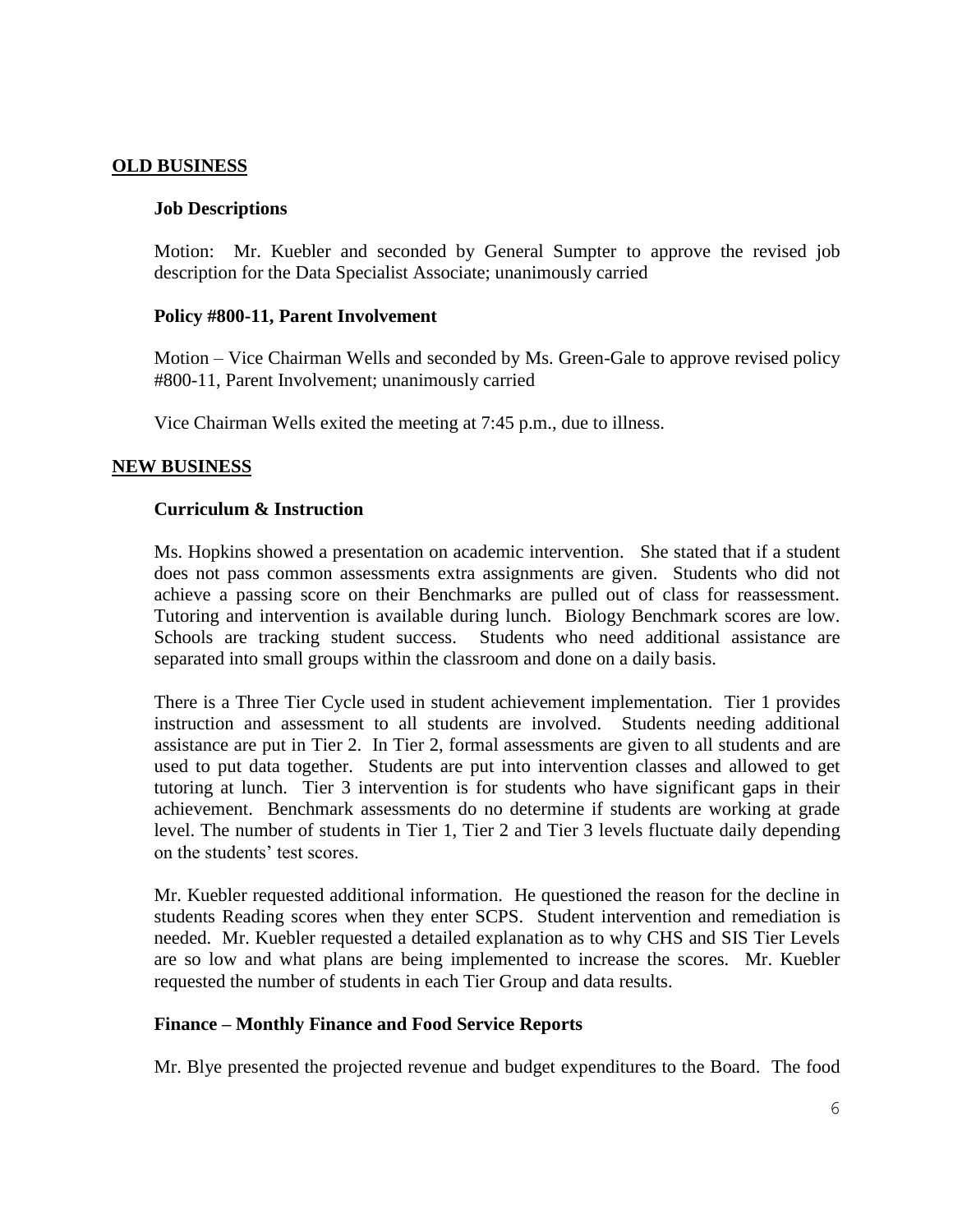## OLD BUSINESS

### Job Descriptions

Motion: Mr. Kuebler and seconded by General Sumpter to approve the revised job description for the Data Specialist Associate; unanimously carried

### Policy #800-11, Parent Involvement

Motion – Vice Chairman Wells and seconded by Ms. Green-Gale to approve revised policy #800-11, Parent Involvement; unanimously carried

Vice Chairman Wells exited the meeting at 7:45 p.m., due to illness.

## NEW BUSINESS

### Curriculum & Instruction

Ms. Hopkins showed a presentation on academic intervention. She stated that if a student does not pass common assessments extra assignments are given. Students who did not achieve a passing score on their Benchmarks are pulled out of class for reassessment. Tutoring and intervention is available during lunch. Biology Benchmark scores are low. Schools are tracking student success. Students who need additional assistance are separated into small groups within the classroom and done on a daily basis.

There is a Three Tier Cycle used in student achievement implementation. Tier 1 provides instruction and assessment to all students are involved. Students needing additional assistance are put in Tier 2. In Tier 2, formal assessments are given to all students and are used to put data together. Students are put into intervention classes and allowed to get tutoring at lunch. Tier 3 intervention is for students who have significant gaps in their achievement. Benchmark assessments do no determine if students are working at grade level. The number of students in Tier 1, Tier 2 and Tier 3 levels fluctuate daily depending on the students' test scores.

Mr. Kuebler requested additional information. He questioned the reason for the decline in students Reading scores when they enter SCPS. Student intervention and remediation is needed. Mr. Kuebler requested a detailed explanation as to why CHS and SIS Tier Levels are so low and what plans are being implemented to increase the scores. Mr. Kuebler requested the number of students in each Tier Group and data results.

### Finance – Monthly Finance and Food Service Reports

Mr. Blye presented the projected revenue and budget expenditures to the Board. The food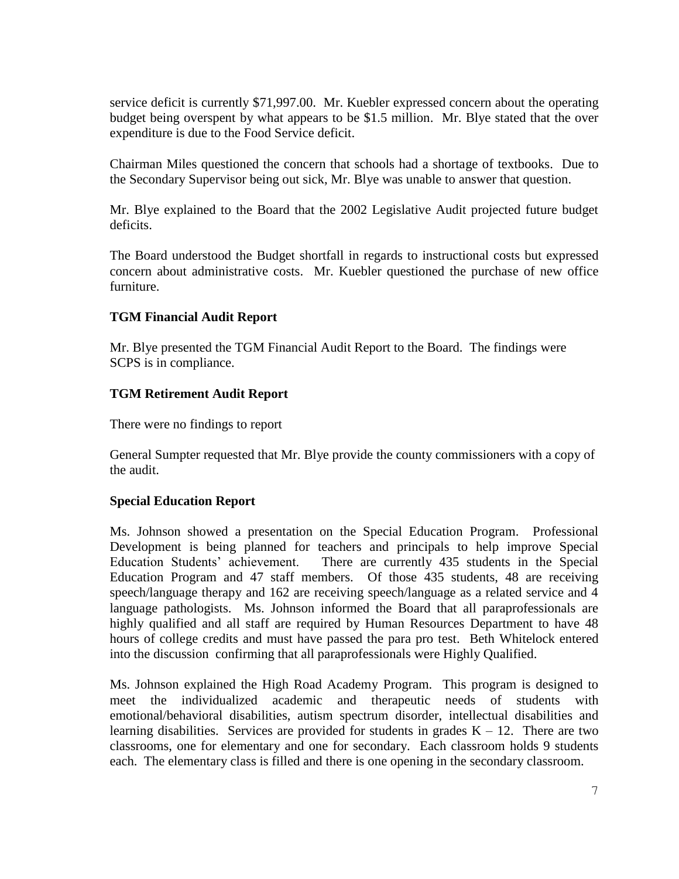service deficit is currently $71,997.00. Mr. Kuebler expressed concern about the operating budget being overspent by what appears to be $1.5 million. Mr. Blye stated that the over expenditure is due to the Food Service deficit.

Chairman Miles questioned the concern that schools had a shortage of textbooks. Due to the Secondary Supervisor being out sick, Mr. Blye was unable to answer that question.

Mr. Blye explained to the Board that the 2002 Legislative Audit projected future budget deficits.

The Board understood the Budget shortfall in regards to instructional costs but expressed concern about administrative costs. Mr. Kuebler questioned the purchase of new office furniture.

**TGM Financial Audit Report**

Mr. Blye presented the TGM Financial Audit Report to the Board. The findings were SCPS is in compliance.

**TGM Retirement Audit Report**

There were no findings to report

General Sumpter requested that Mr. Blye provide the county commissioners with a copy of the audit.

**Special Education Report**

Ms. Johnson showed a presentation on the Special Education Program. Professional Development is being planned for teachers and principals to help improve Special Education Students' achievement. There are currently 435 students in the Special Education Program and 47 staff members. Of those 435 students, 48 are receiving speech/language therapy and 162 are receiving speech/language as a related service and 4 language pathologists. Ms. Johnson informed the Board that all paraprofessionals are highly qualified and all staff are required by Human Resources Department to have 48 hours of college credits and must have passed the para pro test. Beth Whitelock entered into the discussion confirming that all paraprofessionals were Highly Qualified.

Ms. Johnson explained the High Road Academy Program. This program is designed to meet the individualized academic and therapeutic needs of students with emotional/behavioral disabilities, autism spectrum disorder, intellectual disabilities and learning disabilities. Services are provided for students in grades K – 12. There are two classrooms, one for elementary and one for secondary. Each classroom holds 9 students each. The elementary class is filled and there is one opening in the secondary classroom.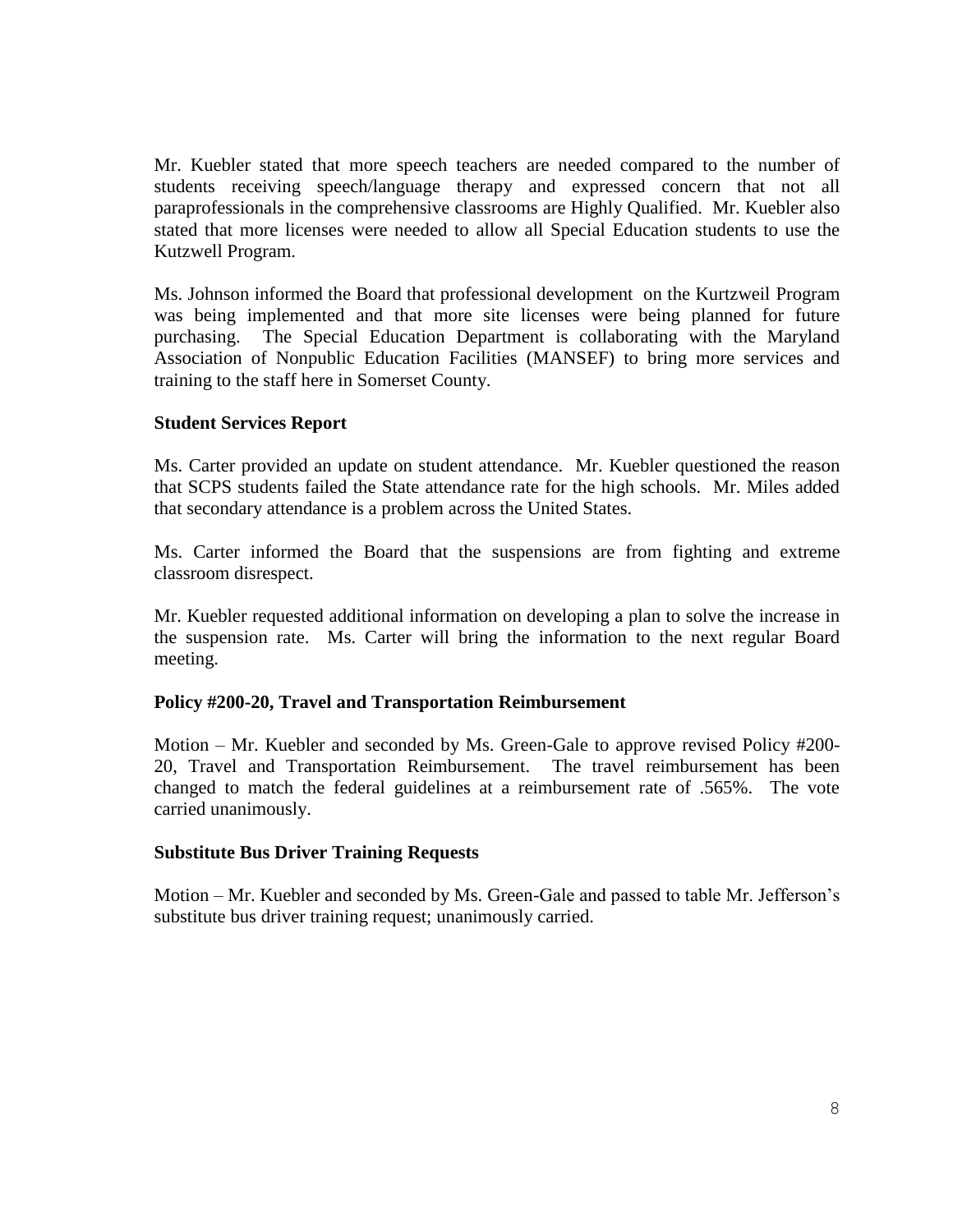Mr. Kuebler stated that more speech teachers are needed compared to the number of students receiving speech/language therapy and expressed concern that not all paraprofessionals in the comprehensive classrooms are Highly Qualified. Mr. Kuebler also stated that more licenses were needed to allow all Special Education students to use the Kutzwell Program.

Ms. Johnson informed the Board that professional development on the Kurtzweil Program was being implemented and that more site licenses were being planned for future purchasing. The Special Education Department is collaborating with the Maryland Association of Nonpublic Education Facilities (MANSEF) to bring more services and training to the staff here in Somerset County.

**Student Services Report**

Ms. Carter provided an update on student attendance. Mr. Kuebler questioned the reason that SCPS students failed the State attendance rate for the high schools. Mr. Miles added that secondary attendance is a problem across the United States.

Ms. Carter informed the Board that the suspensions are from fighting and extreme classroom disrespect.

Mr. Kuebler requested additional information on developing a plan to solve the increase in the suspension rate. Ms. Carter will bring the information to the next regular Board meeting.

**Policy #200-20, Travel and Transportation Reimbursement**

Motion – Mr. Kuebler and seconded by Ms. Green-Gale to approve revised Policy #200-20, Travel and Transportation Reimbursement. The travel reimbursement has been changed to match the federal guidelines at a reimbursement rate of .565%. The vote carried unanimously.

**Substitute Bus Driver Training Requests**

Motion – Mr. Kuebler and seconded by Ms. Green-Gale and passed to table Mr. Jefferson's substitute bus driver training request; unanimously carried.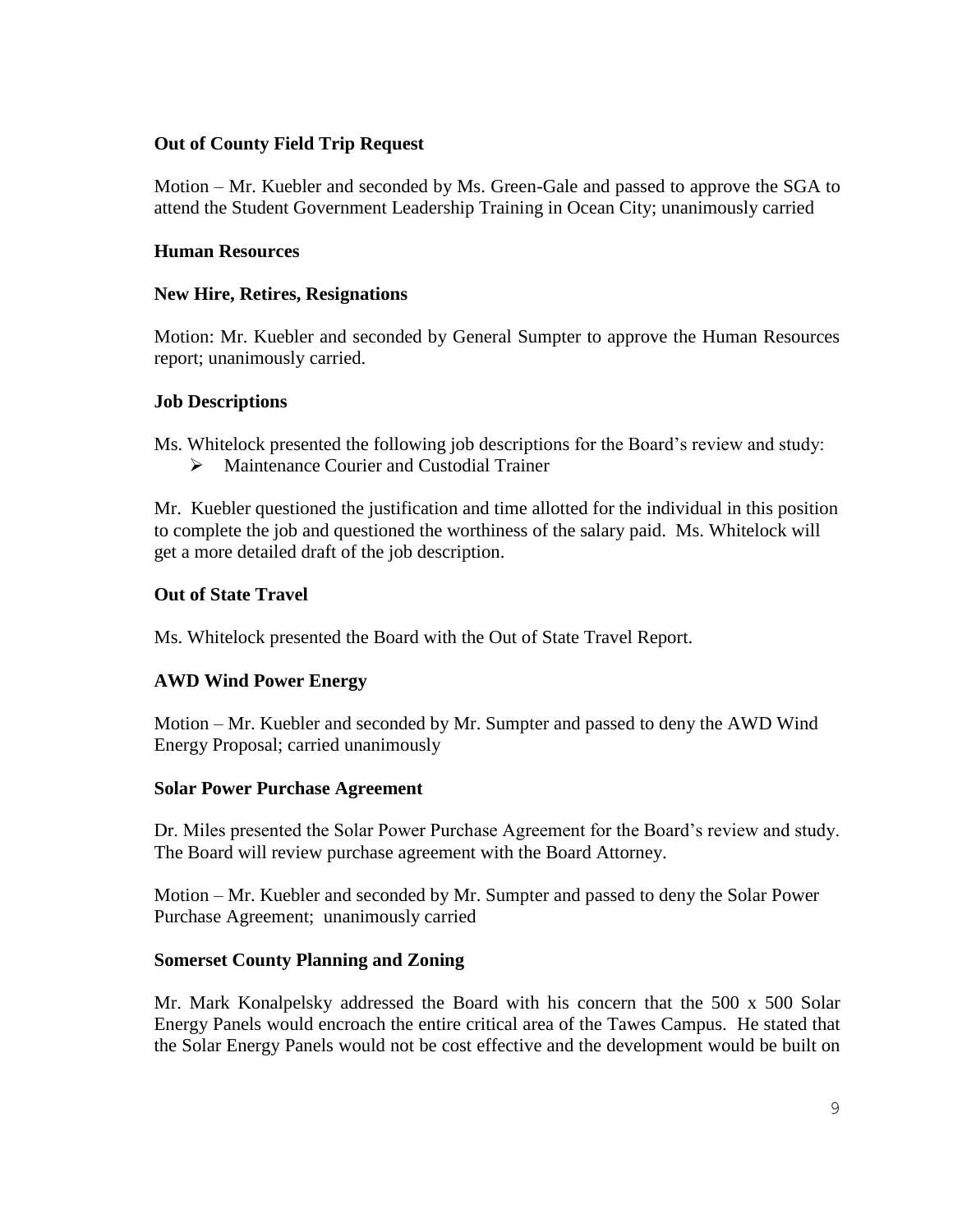**Out of County Field Trip Request**

Motion – Mr. Kuebler and seconded by Ms. Green-Gale and passed to approve the SGA to attend the Student Government Leadership Training in Ocean City; unanimously carried

**Human Resources**

**New Hire, Retires, Resignations**

Motion: Mr. Kuebler and seconded by General Sumpter to approve the Human Resources report; unanimously carried.

**Job Descriptions**

Ms. Whitelock presented the following job descriptions for the Board's review and study:

- Maintenance Courier and Custodial Trainer

Mr. Kuebler questioned the justification and time allotted for the individual in this position to complete the job and questioned the worthiness of the salary paid. Ms. Whitelock will get a more detailed draft of the job description.

**Out of State Travel**

Ms. Whitelock presented the Board with the Out of State Travel Report.

**AWD Wind Power Energy**

Motion – Mr. Kuebler and seconded by Mr. Sumpter and passed to deny the AWD Wind Energy Proposal; carried unanimously

**Solar Power Purchase Agreement**

Dr. Miles presented the Solar Power Purchase Agreement for the Board's review and study. The Board will review purchase agreement with the Board Attorney.

Motion – Mr. Kuebler and seconded by Mr. Sumpter and passed to deny the Solar Power Purchase Agreement; unanimously carried

**Somerset County Planning and Zoning**

Mr. Mark Konalpelsky addressed the Board with his concern that the 500 x 500 Solar Energy Panels would encroach the entire critical area of the Tawes Campus. He stated that the Solar Energy Panels would not be cost effective and the development would be built on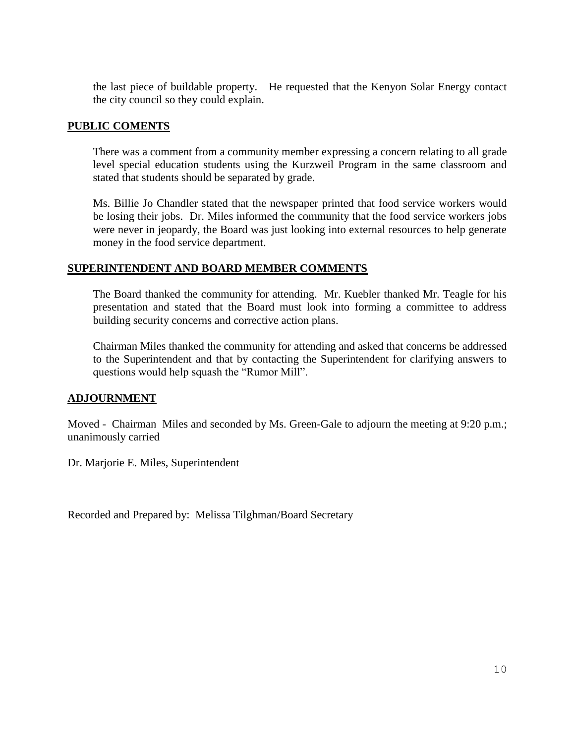the last piece of buildable property. He requested that the Kenyon Solar Energy contact the city council so they could explain.

## PUBLIC COMENTS

There was a comment from a community member expressing a concern relating to all grade level special education students using the Kurzweil Program in the same classroom and stated that students should be separated by grade.

Ms. Billie Jo Chandler stated that the newspaper printed that food service workers would be losing their jobs. Dr. Miles informed the community that the food service workers jobs were never in jeopardy, the Board was just looking into external resources to help generate money in the food service department.

## SUPERINTENDENT AND BOARD MEMBER COMMENTS

The Board thanked the community for attending. Mr. Kuebler thanked Mr. Teagle for his presentation and stated that the Board must look into forming a committee to address building security concerns and corrective action plans.

Chairman Miles thanked the community for attending and asked that concerns be addressed to the Superintendent and that by contacting the Superintendent for clarifying answers to questions would help squash the "Rumor Mill".

## ADJOURNMENT

Moved - Chairman Miles and seconded by Ms. Green-Gale to adjourn the meeting at 9:20 p.m.; unanimously carried

Dr. Marjorie E. Miles, Superintendent

Recorded and Prepared by: Melissa Tilghman/Board Secretary